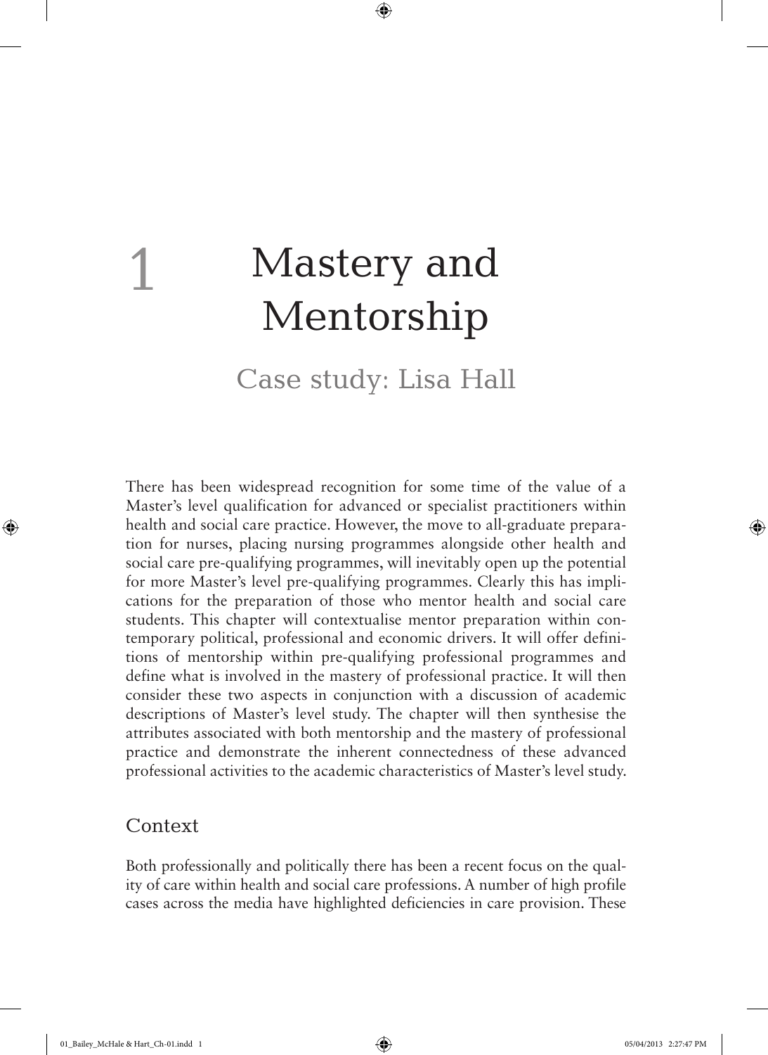# 1 Mastery and Mentorship

## Case study: Lisa Hall

There has been widespread recognition for some time of the value of a Master's level qualification for advanced or specialist practitioners within health and social care practice. However, the move to all-graduate preparation for nurses, placing nursing programmes alongside other health and social care pre-qualifying programmes, will inevitably open up the potential for more Master's level pre-qualifying programmes. Clearly this has implications for the preparation of those who mentor health and social care students. This chapter will contextualise mentor preparation within contemporary political, professional and economic drivers. It will offer definitions of mentorship within pre-qualifying professional programmes and define what is involved in the mastery of professional practice. It will then consider these two aspects in conjunction with a discussion of academic descriptions of Master's level study. The chapter will then synthesise the attributes associated with both mentorship and the mastery of professional practice and demonstrate the inherent connectedness of these advanced professional activities to the academic characteristics of Master's level study.

## Context

Both professionally and politically there has been a recent focus on the quality of care within health and social care professions. A number of high profile cases across the media have highlighted deficiencies in care provision. These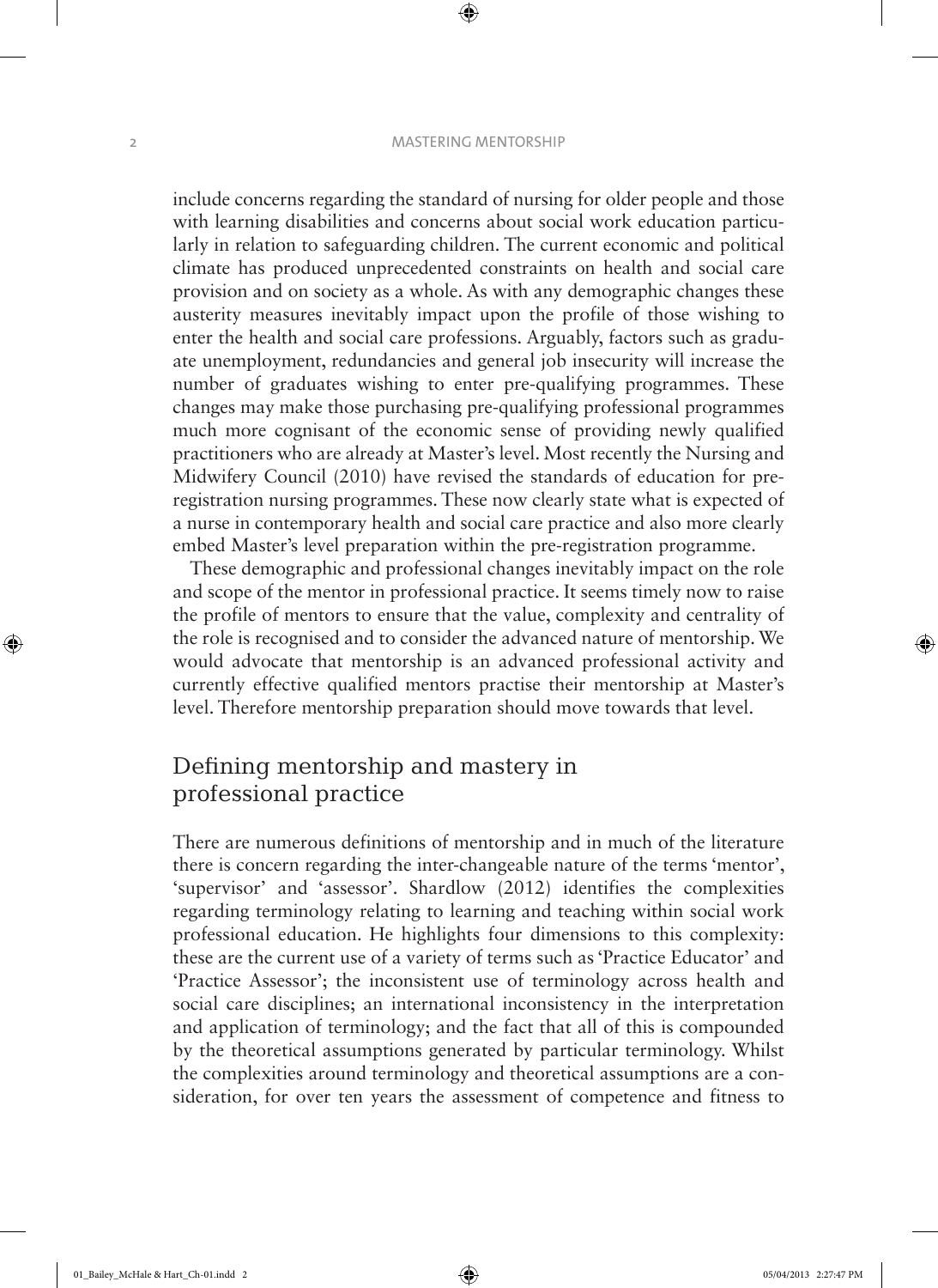include concerns regarding the standard of nursing for older people and those with learning disabilities and concerns about social work education particularly in relation to safeguarding children. The current economic and political climate has produced unprecedented constraints on health and social care provision and on society as a whole. As with any demographic changes these austerity measures inevitably impact upon the profile of those wishing to enter the health and social care professions. Arguably, factors such as graduate unemployment, redundancies and general job insecurity will increase the number of graduates wishing to enter pre-qualifying programmes. These changes may make those purchasing pre-qualifying professional programmes much more cognisant of the economic sense of providing newly qualified practitioners who are already at Master's level. Most recently the Nursing and Midwifery Council (2010) have revised the standards of education for pre-registration nursing programmes. These now clearly state what is expected of a nurse in contemporary health and social care practice and also more clearly embed Master's level preparation within the pre-registration programme.

These demographic and professional changes inevitably impact on the role and scope of the mentor in professional practice. It seems timely now to raise the profile of mentors to ensure that the value, complexity and centrality of the role is recognised and to consider the advanced nature of mentorship. We would advocate that mentorship is an advanced professional activity and currently effective qualified mentors practise their mentorship at Master's level. Therefore mentorship preparation should move towards that level.

## Defining mentorship and mastery in professional practice

There are numerous definitions of mentorship and in much of the literature there is concern regarding the inter-changeable nature of the terms 'mentor', 'supervisor' and 'assessor'. Shardlow (2012) identifies the complexities regarding terminology relating to learning and teaching within social work professional education. He highlights four dimensions to this complexity: these are the current use of a variety of terms such as 'Practice Educator' and 'Practice Assessor'; the inconsistent use of terminology across health and social care disciplines; an international inconsistency in the interpretation and application of terminology; and the fact that all of this is compounded by the theoretical assumptions generated by particular terminology. Whilst the complexities around terminology and theoretical assumptions are a consideration, for over ten years the assessment of competence and fitness to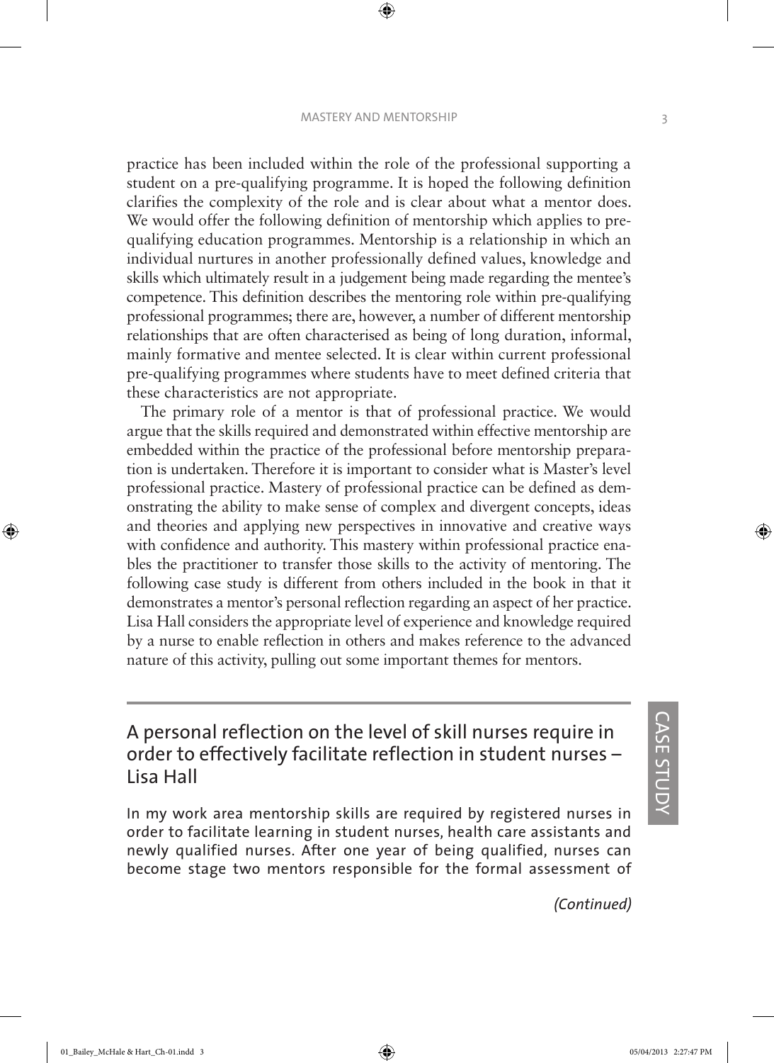practice has been included within the role of the professional supporting a student on a pre-qualifying programme. It is hoped the following definition clarifies the complexity of the role and is clear about what a mentor does. We would offer the following definition of mentorship which applies to pre-qualifying education programmes. Mentorship is a relationship in which an individual nurtures in another professionally defined values, knowledge and skills which ultimately result in a judgement being made regarding the mentee's competence. This definition describes the mentoring role within pre-qualifying professional programmes; there are, however, a number of different mentorship relationships that are often characterised as being of long duration, informal, mainly formative and mentee selected. It is clear within current professional pre-qualifying programmes where students have to meet defined criteria that these characteristics are not appropriate.

The primary role of a mentor is that of professional practice. We would argue that the skills required and demonstrated within effective mentorship are embedded within the practice of the professional before mentorship preparation is undertaken. Therefore it is important to consider what is Master's level professional practice. Mastery of professional practice can be defined as demonstrating the ability to make sense of complex and divergent concepts, ideas and theories and applying new perspectives in innovative and creative ways with confidence and authority. This mastery within professional practice enables the practitioner to transfer those skills to the activity of mentoring. The following case study is different from others included in the book in that it demonstrates a mentor's personal reflection regarding an aspect of her practice. Lisa Hall considers the appropriate level of experience and knowledge required by a nurse to enable reflection in others and makes reference to the advanced nature of this activity, pulling out some important themes for mentors.

CASE STUDY

## A personal reflection on the level of skill nurses require in order to effectively facilitate reflection in student nurses – Lisa Hall

In my work area mentorship skills are required by registered nurses in order to facilitate learning in student nurses, health care assistants and newly qualified nurses. After one year of being qualified, nurses can become stage two mentors responsible for the formal assessment of

*(Continued)*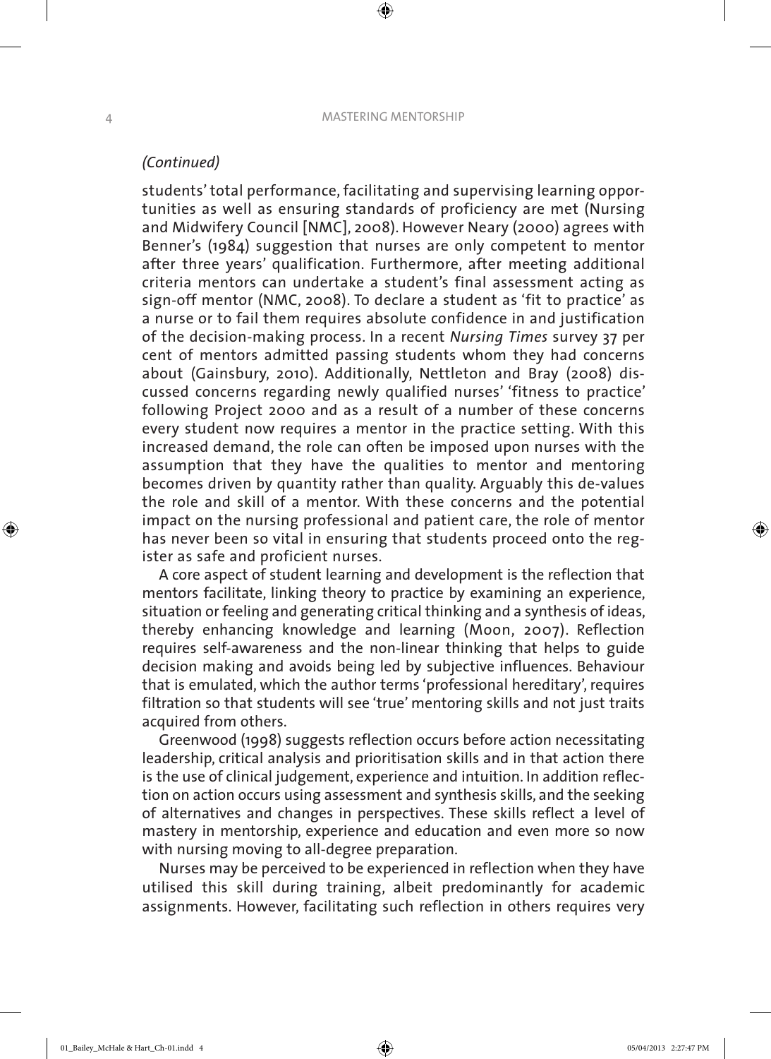*(Continued)*

students' total performance, facilitating and supervising learning opportunities as well as ensuring standards of proficiency are met (Nursing and Midwifery Council [NMC], 2008). However Neary (2000) agrees with Benner's (1984) suggestion that nurses are only competent to mentor after three years' qualification. Furthermore, after meeting additional criteria mentors can undertake a student's final assessment acting as sign-off mentor (NMC, 2008). To declare a student as 'fit to practice' as a nurse or to fail them requires absolute confidence in and justification of the decision-making process. In a recent *Nursing Times* survey 37 per cent of mentors admitted passing students whom they had concerns about (Gainsbury, 2010). Additionally, Nettleton and Bray (2008) discussed concerns regarding newly qualified nurses' 'fitness to practice' following Project 2000 and as a result of a number of these concerns every student now requires a mentor in the practice setting. With this increased demand, the role can often be imposed upon nurses with the assumption that they have the qualities to mentor and mentoring becomes driven by quantity rather than quality. Arguably this de-values the role and skill of a mentor. With these concerns and the potential impact on the nursing professional and patient care, the role of mentor has never been so vital in ensuring that students proceed onto the register as safe and proficient nurses.

A core aspect of student learning and development is the reflection that mentors facilitate, linking theory to practice by examining an experience, situation or feeling and generating critical thinking and a synthesis of ideas, thereby enhancing knowledge and learning (Moon, 2007). Reflection requires self-awareness and the non-linear thinking that helps to guide decision making and avoids being led by subjective influences. Behaviour that is emulated, which the author terms 'professional hereditary', requires filtration so that students will see 'true' mentoring skills and not just traits acquired from others.

Greenwood (1998) suggests reflection occurs before action necessitating leadership, critical analysis and prioritisation skills and in that action there is the use of clinical judgement, experience and intuition. In addition reflection on action occurs using assessment and synthesis skills, and the seeking of alternatives and changes in perspectives. These skills reflect a level of mastery in mentorship, experience and education and even more so now with nursing moving to all-degree preparation.

Nurses may be perceived to be experienced in reflection when they have utilised this skill during training, albeit predominantly for academic assignments. However, facilitating such reflection in others requires very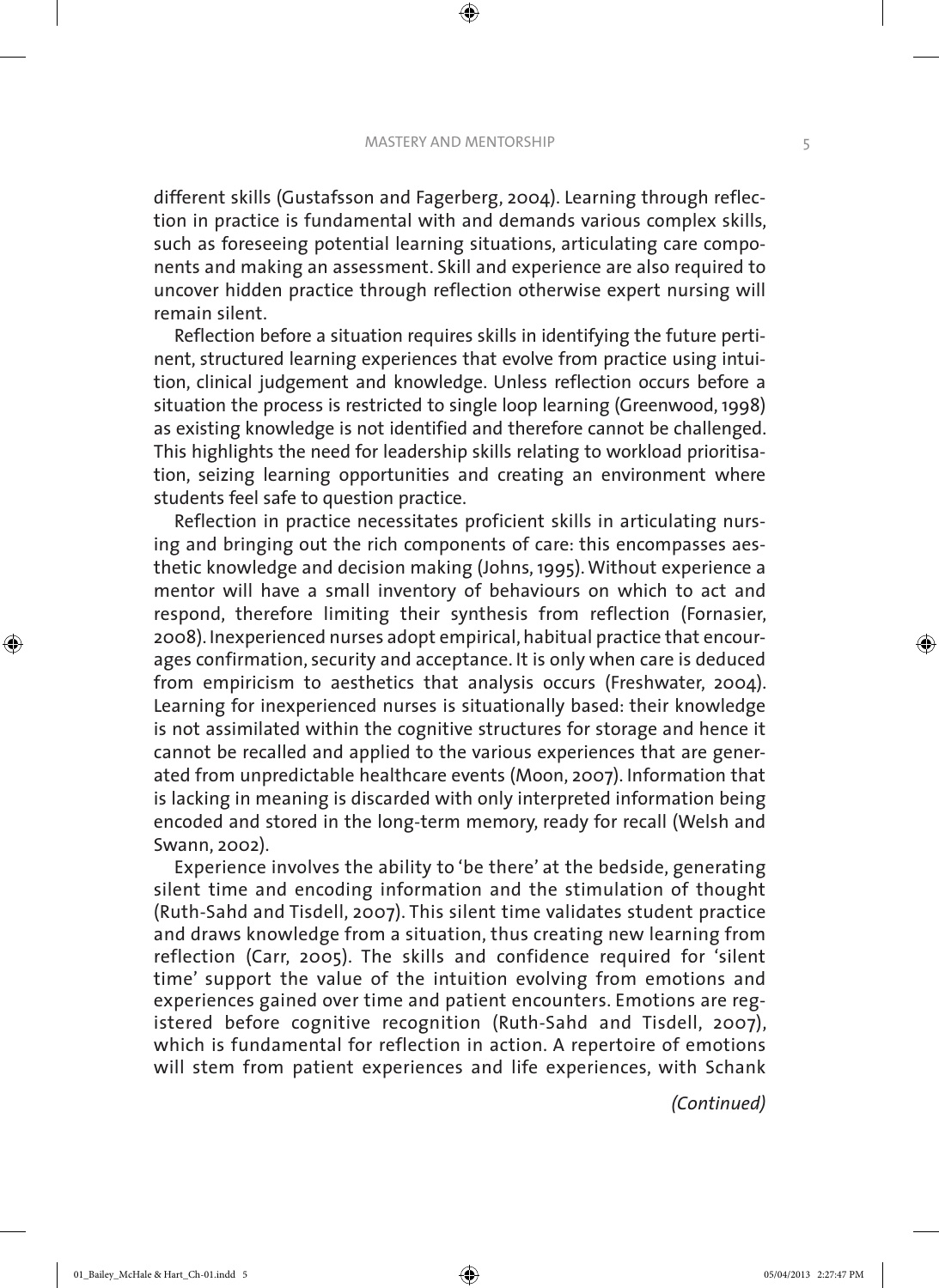different skills (Gustafsson and Fagerberg, 2004). Learning through reflection in practice is fundamental with and demands various complex skills, such as foreseeing potential learning situations, articulating care components and making an assessment. Skill and experience are also required to uncover hidden practice through reflection otherwise expert nursing will remain silent.

Reflection before a situation requires skills in identifying the future pertinent, structured learning experiences that evolve from practice using intuition, clinical judgement and knowledge. Unless reflection occurs before a situation the process is restricted to single loop learning (Greenwood, 1998) as existing knowledge is not identified and therefore cannot be challenged. This highlights the need for leadership skills relating to workload prioritisation, seizing learning opportunities and creating an environment where students feel safe to question practice.

Reflection in practice necessitates proficient skills in articulating nursing and bringing out the rich components of care: this encompasses aesthetic knowledge and decision making (Johns, 1995). Without experience a mentor will have a small inventory of behaviours on which to act and respond, therefore limiting their synthesis from reflection (Fornasier, 2008). Inexperienced nurses adopt empirical, habitual practice that encourages confirmation, security and acceptance. It is only when care is deduced from empiricism to aesthetics that analysis occurs (Freshwater, 2004). Learning for inexperienced nurses is situationally based: their knowledge is not assimilated within the cognitive structures for storage and hence it cannot be recalled and applied to the various experiences that are generated from unpredictable healthcare events (Moon, 2007). Information that is lacking in meaning is discarded with only interpreted information being encoded and stored in the long-term memory, ready for recall (Welsh and Swann, 2002).

Experience involves the ability to 'be there' at the bedside, generating silent time and encoding information and the stimulation of thought (Ruth-Sahd and Tisdell, 2007). This silent time validates student practice and draws knowledge from a situation, thus creating new learning from reflection (Carr, 2005). The skills and confidence required for 'silent time' support the value of the intuition evolving from emotions and experiences gained over time and patient encounters. Emotions are registered before cognitive recognition (Ruth-Sahd and Tisdell, 2007), which is fundamental for reflection in action. A repertoire of emotions will stem from patient experiences and life experiences, with Schank

*(Continued)*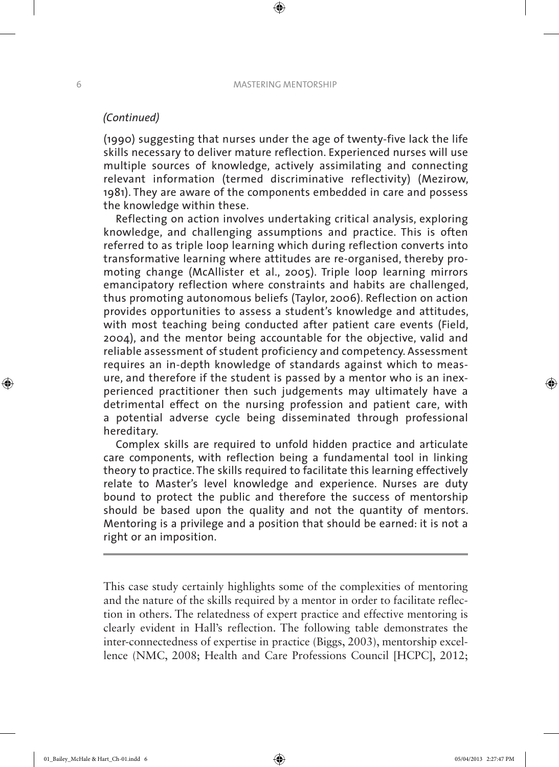*(Continued)*

(1990) suggesting that nurses under the age of twenty-five lack the life skills necessary to deliver mature reflection. Experienced nurses will use multiple sources of knowledge, actively assimilating and connecting relevant information (termed discriminative reflectivity) (Mezirow, 1981). They are aware of the components embedded in care and possess the knowledge within these.

Reflecting on action involves undertaking critical analysis, exploring knowledge, and challenging assumptions and practice. This is often referred to as triple loop learning which during reflection converts into transformative learning where attitudes are re-organised, thereby promoting change (McAllister et al., 2005). Triple loop learning mirrors emancipatory reflection where constraints and habits are challenged, thus promoting autonomous beliefs (Taylor, 2006). Reflection on action provides opportunities to assess a student's knowledge and attitudes, with most teaching being conducted after patient care events (Field, 2004), and the mentor being accountable for the objective, valid and reliable assessment of student proficiency and competency. Assessment requires an in-depth knowledge of standards against which to measure, and therefore if the student is passed by a mentor who is an inexperienced practitioner then such judgements may ultimately have a detrimental effect on the nursing profession and patient care, with a potential adverse cycle being disseminated through professional hereditary.

Complex skills are required to unfold hidden practice and articulate care components, with reflection being a fundamental tool in linking theory to practice. The skills required to facilitate this learning effectively relate to Master's level knowledge and experience. Nurses are duty bound to protect the public and therefore the success of mentorship should be based upon the quality and not the quantity of mentors. Mentoring is a privilege and a position that should be earned: it is not a right or an imposition.

---

This case study certainly highlights some of the complexities of mentoring and the nature of the skills required by a mentor in order to facilitate reflection in others. The relatedness of expert practice and effective mentoring is clearly evident in Hall's reflection. The following table demonstrates the inter-connectedness of expertise in practice (Biggs, 2003), mentorship excellence (NMC, 2008; Health and Care Professions Council [HCPC], 2012;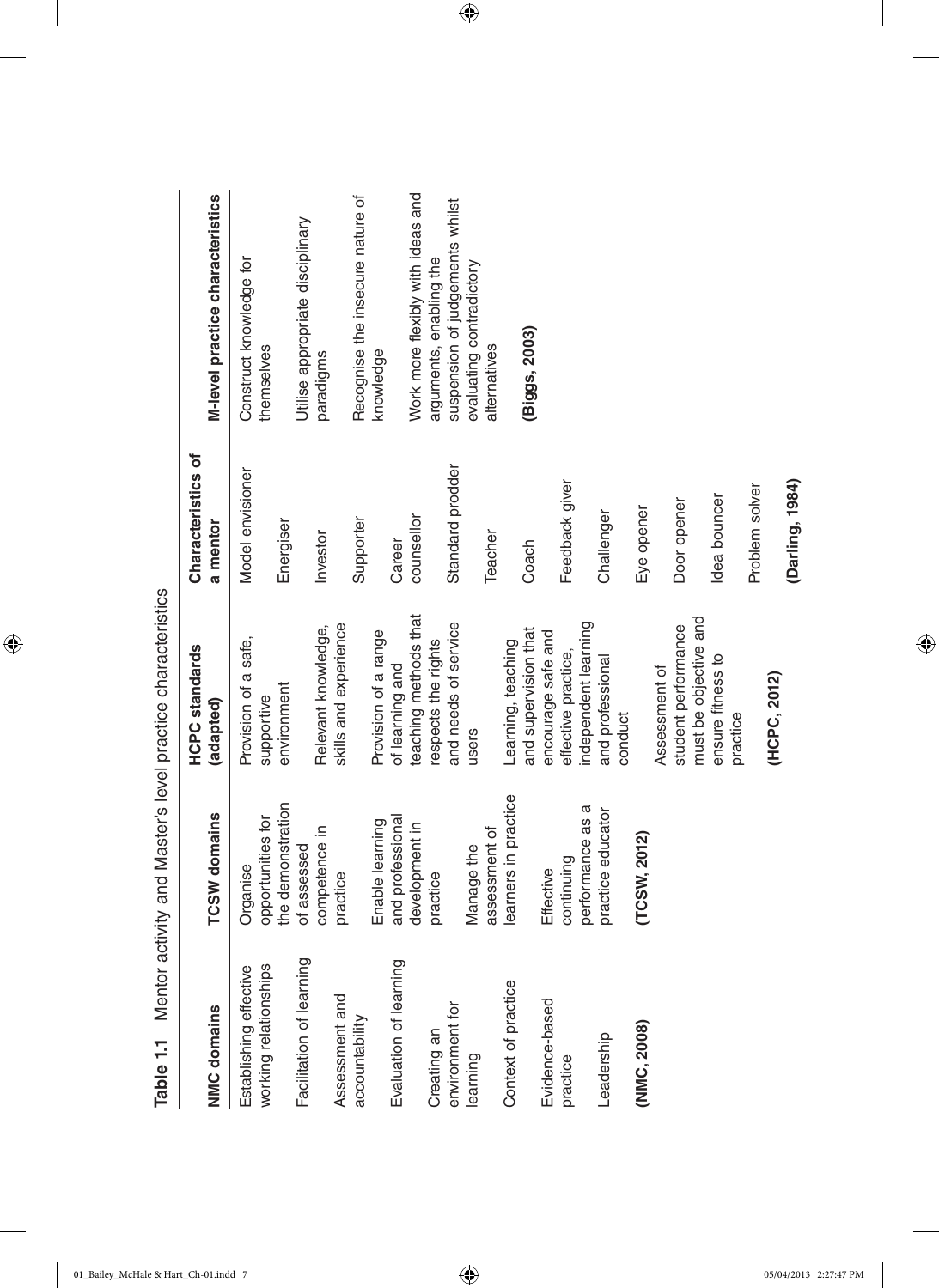**Table 1.1** Mentor activity and Master's level practice characteristics

| NMC domains | TCSW domains | HCPC standards (adapted) | Characteristics of a mentor | M-level practice characteristics |
|---|---|---|---|---|
| Establishing effective working relationships | Organise opportunities for the demonstration of assessed competence in practice | Provision of a safe, supportive environment | Model envisioner | Construct knowledge for themselves |
| Facilitation of learning | Enable learning and professional development in practice | Relevant knowledge, skills and experience | Energiser | Utilise appropriate disciplinary paradigms |
| Assessment and accountability | Manage the assessment of learners in practice | Provision of a range of learning and teaching methods that respects the rights and needs of service users | Investor | Recognise the insecure nature of knowledge |
| Evaluation of learning | Effective continuing performance as a practice educator | Learning, teaching and supervision that encourage safe and effective practice, independent learning and professional conduct | Supporter | Work more flexibly with ideas and arguments, enabling the suspension of judgements whilst evaluating contradictory alternatives |
| Creating an environment for learning | **(TCSW, 2012)** | Assessment of student performance must be objective and ensure fitness to practice | Career counsellor | **(Biggs, 2003)** |
| Context of practice | | **(HCPC, 2012)** | Standard prodder | |
| Evidence-based practice | | | Teacher | |
| Leadership | | | Coach | |
| **(NMC, 2008)** | | | Feedback giver | |
| | | | Challenger | |
| | | | Eye opener | |
| | | | Door opener | |
| | | | Idea bouncer | |
| | | | Problem solver | |
| | | | **(Darling, 1984)** | |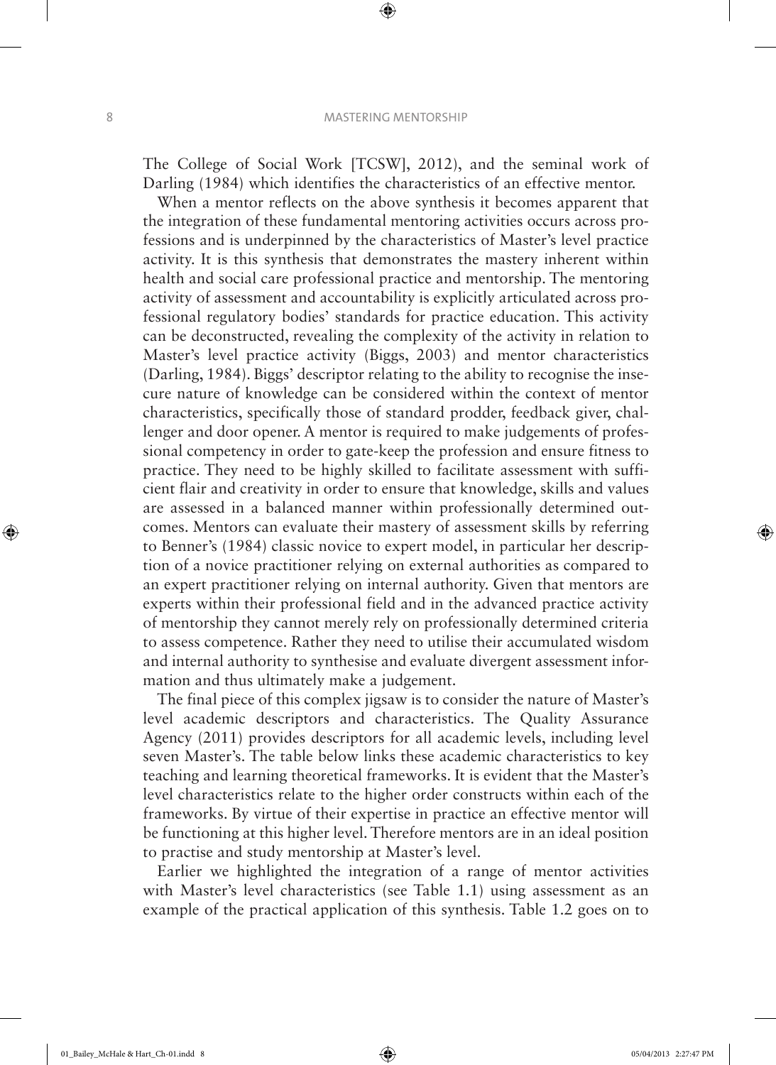The College of Social Work [TCSW], 2012), and the seminal work of Darling (1984) which identifies the characteristics of an effective mentor.

When a mentor reflects on the above synthesis it becomes apparent that the integration of these fundamental mentoring activities occurs across professions and is underpinned by the characteristics of Master's level practice activity. It is this synthesis that demonstrates the mastery inherent within health and social care professional practice and mentorship. The mentoring activity of assessment and accountability is explicitly articulated across professional regulatory bodies' standards for practice education. This activity can be deconstructed, revealing the complexity of the activity in relation to Master's level practice activity (Biggs, 2003) and mentor characteristics (Darling, 1984). Biggs' descriptor relating to the ability to recognise the insecure nature of knowledge can be considered within the context of mentor characteristics, specifically those of standard prodder, feedback giver, challenger and door opener. A mentor is required to make judgements of professional competency in order to gate-keep the profession and ensure fitness to practice. They need to be highly skilled to facilitate assessment with sufficient flair and creativity in order to ensure that knowledge, skills and values are assessed in a balanced manner within professionally determined outcomes. Mentors can evaluate their mastery of assessment skills by referring to Benner's (1984) classic novice to expert model, in particular her description of a novice practitioner relying on external authorities as compared to an expert practitioner relying on internal authority. Given that mentors are experts within their professional field and in the advanced practice activity of mentorship they cannot merely rely on professionally determined criteria to assess competence. Rather they need to utilise their accumulated wisdom and internal authority to synthesise and evaluate divergent assessment information and thus ultimately make a judgement.

The final piece of this complex jigsaw is to consider the nature of Master's level academic descriptors and characteristics. The Quality Assurance Agency (2011) provides descriptors for all academic levels, including level seven Master's. The table below links these academic characteristics to key teaching and learning theoretical frameworks. It is evident that the Master's level characteristics relate to the higher order constructs within each of the frameworks. By virtue of their expertise in practice an effective mentor will be functioning at this higher level. Therefore mentors are in an ideal position to practise and study mentorship at Master's level.

Earlier we highlighted the integration of a range of mentor activities with Master's level characteristics (see Table 1.1) using assessment as an example of the practical application of this synthesis. Table 1.2 goes on to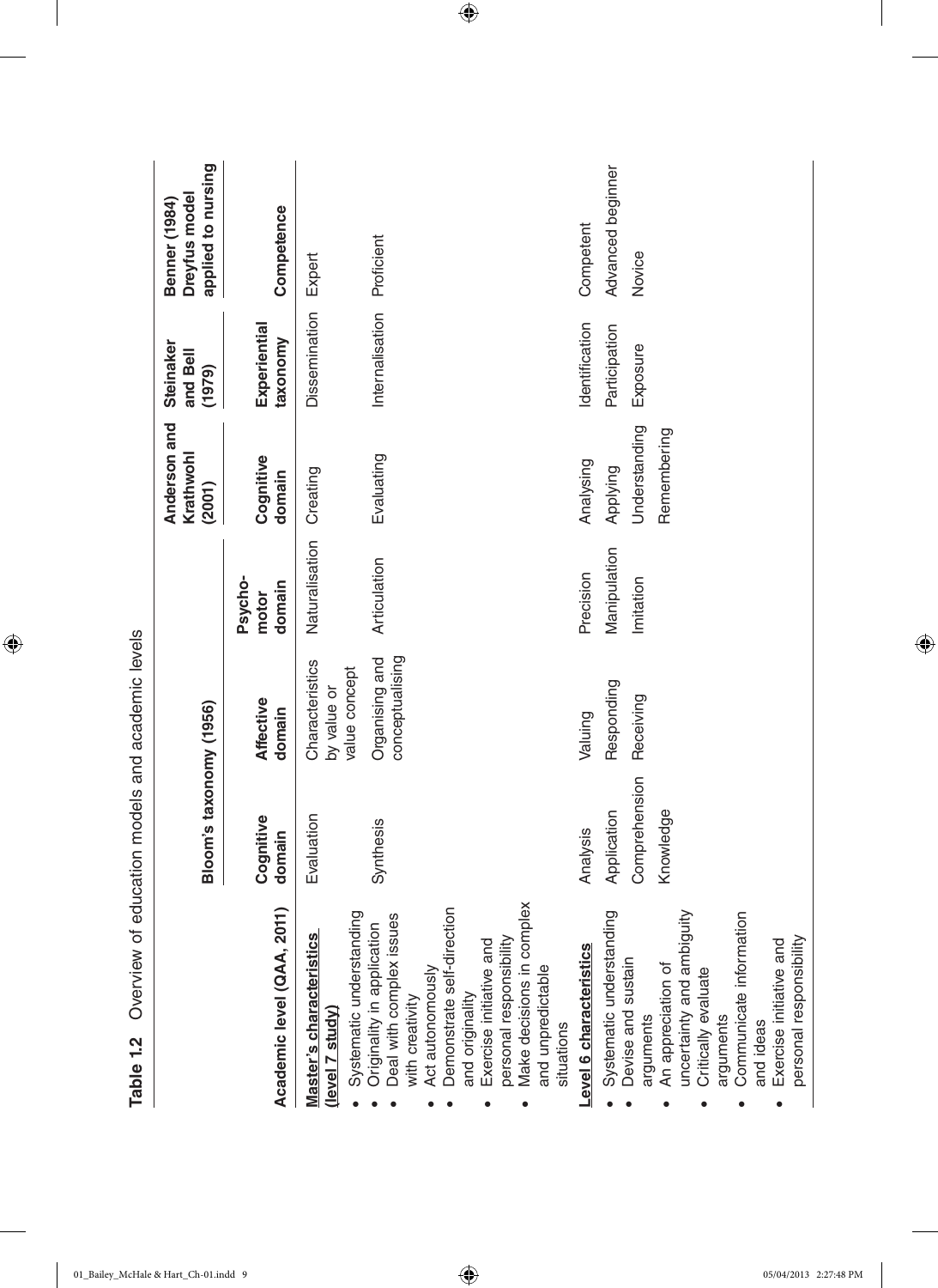**Table 1.2** Overview of education models and academic levels

| Academic level (QAA, 2011) | Bloom's taxonomy (1956) Cognitive domain | Bloom's taxonomy (1956) Affective domain | Bloom's taxonomy (1956) Psycho-motor domain | Anderson and Krathwohl (2001) Cognitive domain | Steinaker and Bell (1979) Experiential taxonomy | Benner (1984) Dreyfus model applied to nursing Competence |
|---|---|---|---|---|---|---|
| **Master's characteristics (level 7 study)** • Systematic understanding • Originality in application • Deal with complex issues with creativity • Act autonomously • Demonstrate self-direction and originality • Exercise initiative and personal responsibility • Make decisions in complex and unpredictable situations | Evaluation | Characteristics by value or value concept | Naturalisation | Creating | Dissemination | Expert |
| | Synthesis | Organising and conceptualising | Articulation | Evaluating | Internalisation | Proficient |
| **Level 6 characteristics** • Systematic understanding • Devise and sustain arguments • An appreciation of uncertainty and ambiguity • Critically evaluate arguments • Communicate information and ideas • Exercise initiative and personal responsibility | Analysis | Valuing | Precision | Analysing | Identification | Competent |
| | Application | Responding | Manipulation | Applying | Participation | Advanced beginner |
| | Comprehension | Receiving | Imitation | Understanding | Exposure | Novice |
| | Knowledge | | | Remembering | | |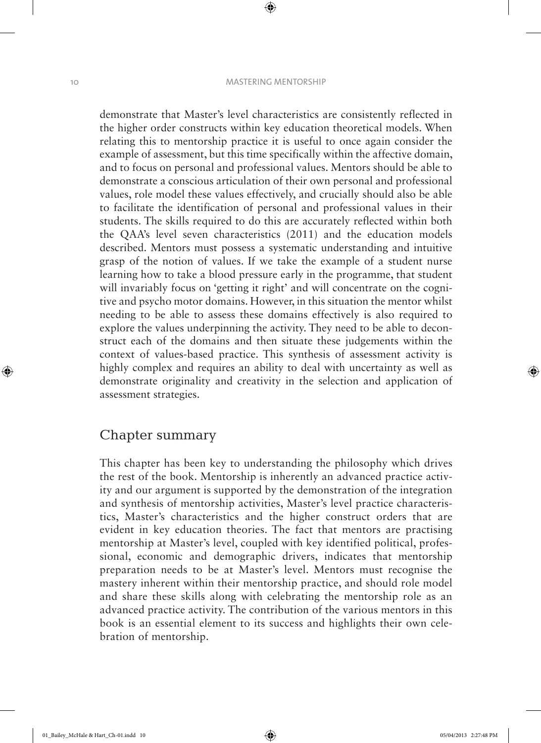demonstrate that Master's level characteristics are consistently reflected in the higher order constructs within key education theoretical models. When relating this to mentorship practice it is useful to once again consider the example of assessment, but this time specifically within the affective domain, and to focus on personal and professional values. Mentors should be able to demonstrate a conscious articulation of their own personal and professional values, role model these values effectively, and crucially should also be able to facilitate the identification of personal and professional values in their students. The skills required to do this are accurately reflected within both the QAA's level seven characteristics (2011) and the education models described. Mentors must possess a systematic understanding and intuitive grasp of the notion of values. If we take the example of a student nurse learning how to take a blood pressure early in the programme, that student will invariably focus on 'getting it right' and will concentrate on the cognitive and psycho motor domains. However, in this situation the mentor whilst needing to be able to assess these domains effectively is also required to explore the values underpinning the activity. They need to be able to deconstruct each of the domains and then situate these judgements within the context of values-based practice. This synthesis of assessment activity is highly complex and requires an ability to deal with uncertainty as well as demonstrate originality and creativity in the selection and application of assessment strategies.

## Chapter summary

This chapter has been key to understanding the philosophy which drives the rest of the book. Mentorship is inherently an advanced practice activity and our argument is supported by the demonstration of the integration and synthesis of mentorship activities, Master's level practice characteristics, Master's characteristics and the higher construct orders that are evident in key education theories. The fact that mentors are practising mentorship at Master's level, coupled with key identified political, professional, economic and demographic drivers, indicates that mentorship preparation needs to be at Master's level. Mentors must recognise the mastery inherent within their mentorship practice, and should role model and share these skills along with celebrating the mentorship role as an advanced practice activity. The contribution of the various mentors in this book is an essential element to its success and highlights their own celebration of mentorship.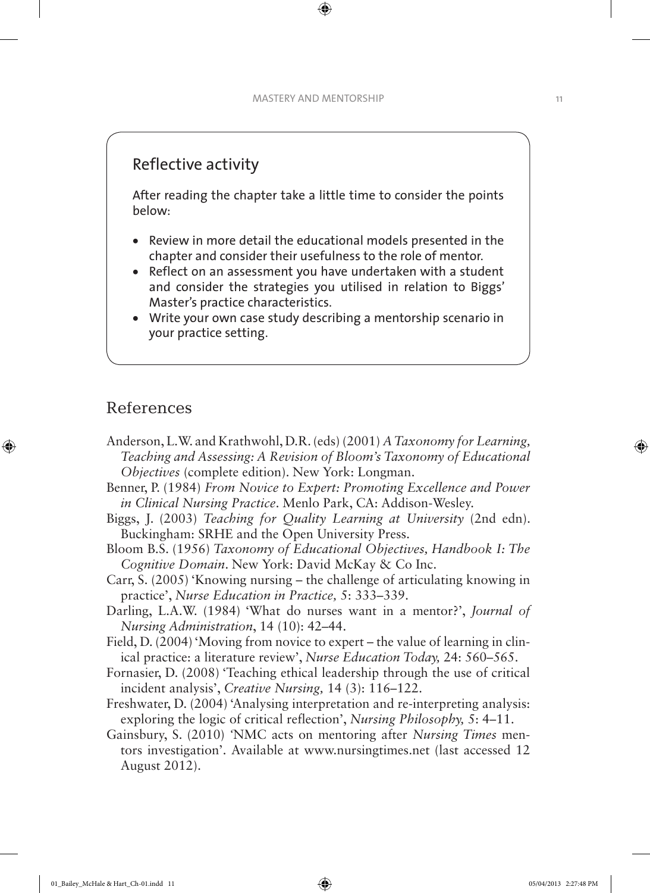## Reflective activity

After reading the chapter take a little time to consider the points below:

- Review in more detail the educational models presented in the chapter and consider their usefulness to the role of mentor.
- Reflect on an assessment you have undertaken with a student and consider the strategies you utilised in relation to Biggs' Master's practice characteristics.
- Write your own case study describing a mentorship scenario in your practice setting.

# References

Anderson, L.W. and Krathwohl, D.R. (eds) (2001) *A Taxonomy for Learning, Teaching and Assessing: A Revision of Bloom's Taxonomy of Educational Objectives* (complete edition). New York: Longman.

Benner, P. (1984) *From Novice to Expert: Promoting Excellence and Power in Clinical Nursing Practice*. Menlo Park, CA: Addison-Wesley.

Biggs, J. (2003) *Teaching for Quality Learning at University* (2nd edn). Buckingham: SRHE and the Open University Press.

Bloom B.S. (1956) *Taxonomy of Educational Objectives, Handbook I: The Cognitive Domain*. New York: David McKay & Co Inc.

Carr, S. (2005) 'Knowing nursing – the challenge of articulating knowing in practice', *Nurse Education in Practice,* 5: 333–339.

Darling, L.A.W. (1984) 'What do nurses want in a mentor?', *Journal of Nursing Administration*, 14 (10): 42–44.

Field, D. (2004) 'Moving from novice to expert – the value of learning in clinical practice: a literature review', *Nurse Education Today,* 24: 560–565.

Fornasier, D. (2008) 'Teaching ethical leadership through the use of critical incident analysis', *Creative Nursing,* 14 (3): 116–122.

Freshwater, D. (2004) 'Analysing interpretation and re-interpreting analysis: exploring the logic of critical reflection', *Nursing Philosophy,* 5: 4–11.

Gainsbury, S. (2010) 'NMC acts on mentoring after *Nursing Times* mentors investigation'. Available at www.nursingtimes.net (last accessed 12 August 2012).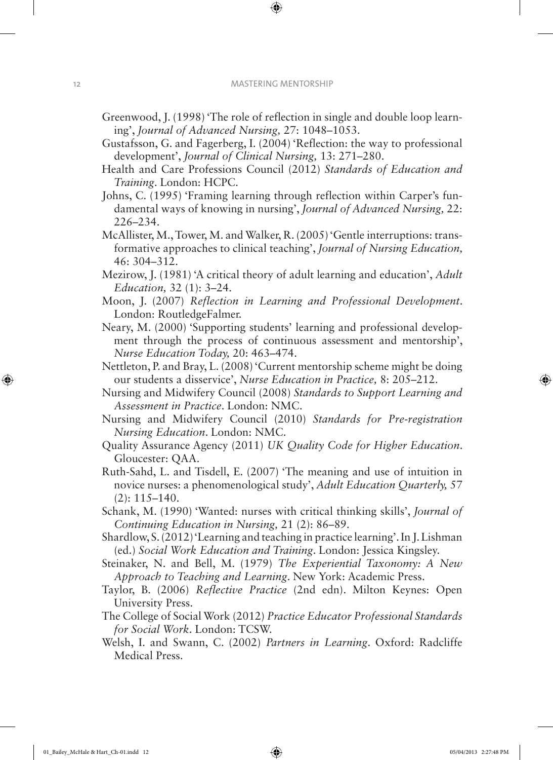Greenwood, J. (1998) 'The role of reflection in single and double loop learning', *Journal of Advanced Nursing,* 27: 1048–1053.

Gustafsson, G. and Fagerberg, I. (2004) 'Reflection: the way to professional development', *Journal of Clinical Nursing,* 13: 271–280.

Health and Care Professions Council (2012) *Standards of Education and Training*. London: HCPC.

Johns, C. (1995) 'Framing learning through reflection within Carper's fundamental ways of knowing in nursing', *Journal of Advanced Nursing,* 22: 226–234.

McAllister, M., Tower, M. and Walker, R. (2005) 'Gentle interruptions: transformative approaches to clinical teaching', *Journal of Nursing Education,* 46: 304–312.

Mezirow, J. (1981) 'A critical theory of adult learning and education', *Adult Education,* 32 (1): 3–24.

Moon, J. (2007) *Reflection in Learning and Professional Development*. London: RoutledgeFalmer.

Neary, M. (2000) 'Supporting students' learning and professional development through the process of continuous assessment and mentorship', *Nurse Education Today,* 20: 463–474.

Nettleton, P. and Bray, L. (2008) 'Current mentorship scheme might be doing our students a disservice', *Nurse Education in Practice,* 8: 205–212.

Nursing and Midwifery Council (2008) *Standards to Support Learning and Assessment in Practice*. London: NMC.

Nursing and Midwifery Council (2010) *Standards for Pre-registration Nursing Education*. London: NMC.

Quality Assurance Agency (2011) *UK Quality Code for Higher Education*. Gloucester: QAA.

Ruth-Sahd, L. and Tisdell, E. (2007) 'The meaning and use of intuition in novice nurses: a phenomenological study', *Adult Education Quarterly,* 57 (2): 115–140.

Schank, M. (1990) 'Wanted: nurses with critical thinking skills', *Journal of Continuing Education in Nursing,* 21 (2): 86–89.

Shardlow, S. (2012) 'Learning and teaching in practice learning'. In J. Lishman (ed.) *Social Work Education and Training*. London: Jessica Kingsley.

Steinaker, N. and Bell, M. (1979) *The Experiential Taxonomy: A New Approach to Teaching and Learning*. New York: Academic Press.

Taylor, B. (2006) *Reflective Practice* (2nd edn). Milton Keynes: Open University Press.

The College of Social Work (2012) *Practice Educator Professional Standards for Social Work*. London: TCSW.

Welsh, I. and Swann, C. (2002) *Partners in Learning*. Oxford: Radcliffe Medical Press.